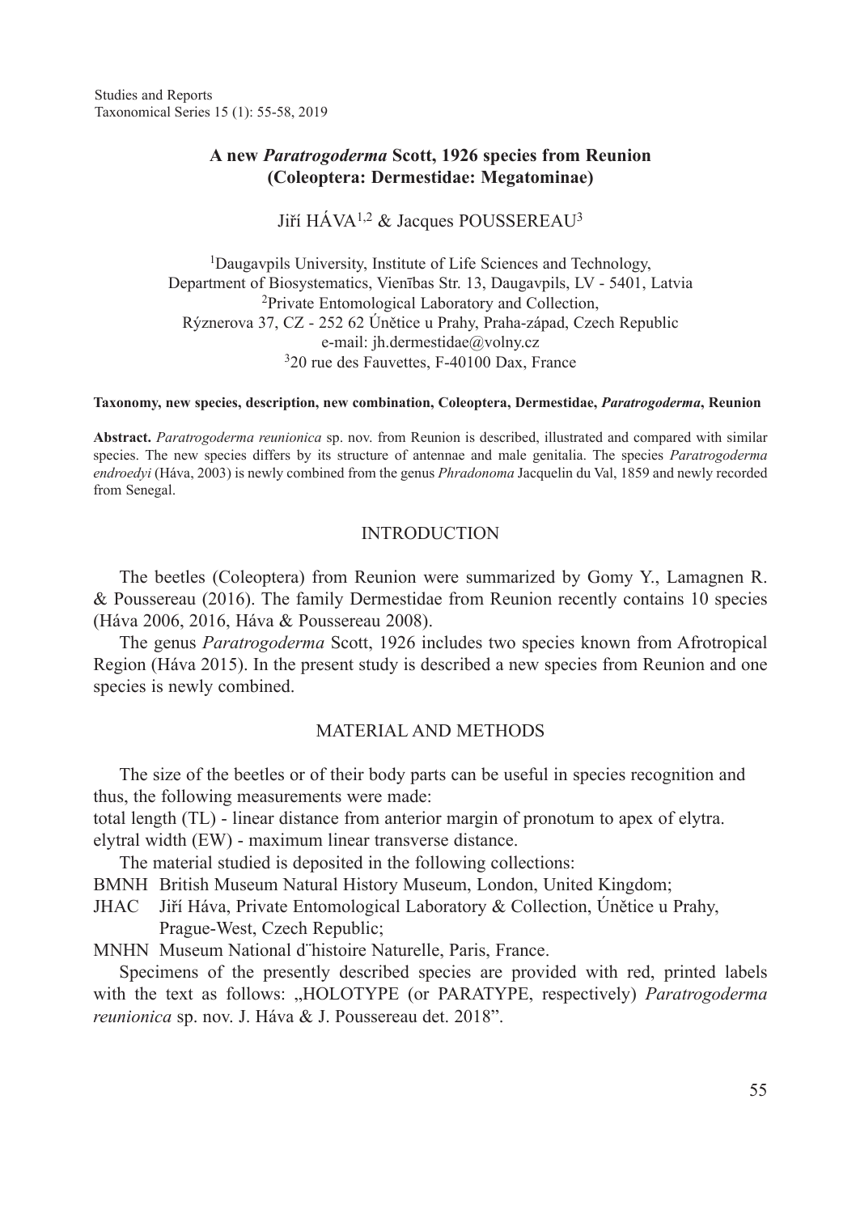# A new *Paratrogoderma* Scott, 1926 species from Reunion (Coleoptera: Dermestidae: Megatominae)

Jiří HÁVA[1,2] & Jacques POUSSEREAU[3]

[1]Daugavpils University, Institute of Life Sciences and Technology, Department of Biosystematics, Vienības Str. 13, Daugavpils, LV - 5401, Latvia
[2]Private Entomological Laboratory and Collection, Rýznerova 37, CZ - 252 62 Únětice u Prahy, Praha-západ, Czech Republic
e-mail: jh.dermestidae@volny.cz
[3]20 rue des Fauvettes, F-40100 Dax, France

**Taxonomy, new species, description, new combination, Coleoptera, Dermestidae, *Paratrogoderma*, Reunion**

**Abstract.** *Paratrogoderma reunionica* sp. nov. from Reunion is described, illustrated and compared with similar species. The new species differs by its structure of antennae and male genitalia. The species *Paratrogoderma endroedyi* (Háva, 2003) is newly combined from the genus *Phradonoma* Jacquelin du Val, 1859 and newly recorded from Senegal.

## INTRODUCTION

The beetles (Coleoptera) from Reunion were summarized by Gomy Y., Lamagnen R. & Poussereau (2016). The family Dermestidae from Reunion recently contains 10 species (Háva 2006, 2016, Háva & Poussereau 2008).

The genus *Paratrogoderma* Scott, 1926 includes two species known from Afrotropical Region (Háva 2015). In the present study is described a new species from Reunion and one species is newly combined.

## MATERIAL AND METHODS

The size of the beetles or of their body parts can be useful in species recognition and thus, the following measurements were made:

total length (TL) - linear distance from anterior margin of pronotum to apex of elytra.
elytral width (EW) - maximum linear transverse distance.

The material studied is deposited in the following collections:

BMNH British Museum Natural History Museum, London, United Kingdom;
JHAC Jiří Háva, Private Entomological Laboratory & Collection, Únětice u Prahy, Prague-West, Czech Republic;
MNHN Museum National d¨histoire Naturelle, Paris, France.

Specimens of the presently described species are provided with red, printed labels with the text as follows: „HOLOTYPE (or PARATYPE, respectively) *Paratrogoderma reunionica* sp. nov. J. Háva & J. Poussereau det. 2018".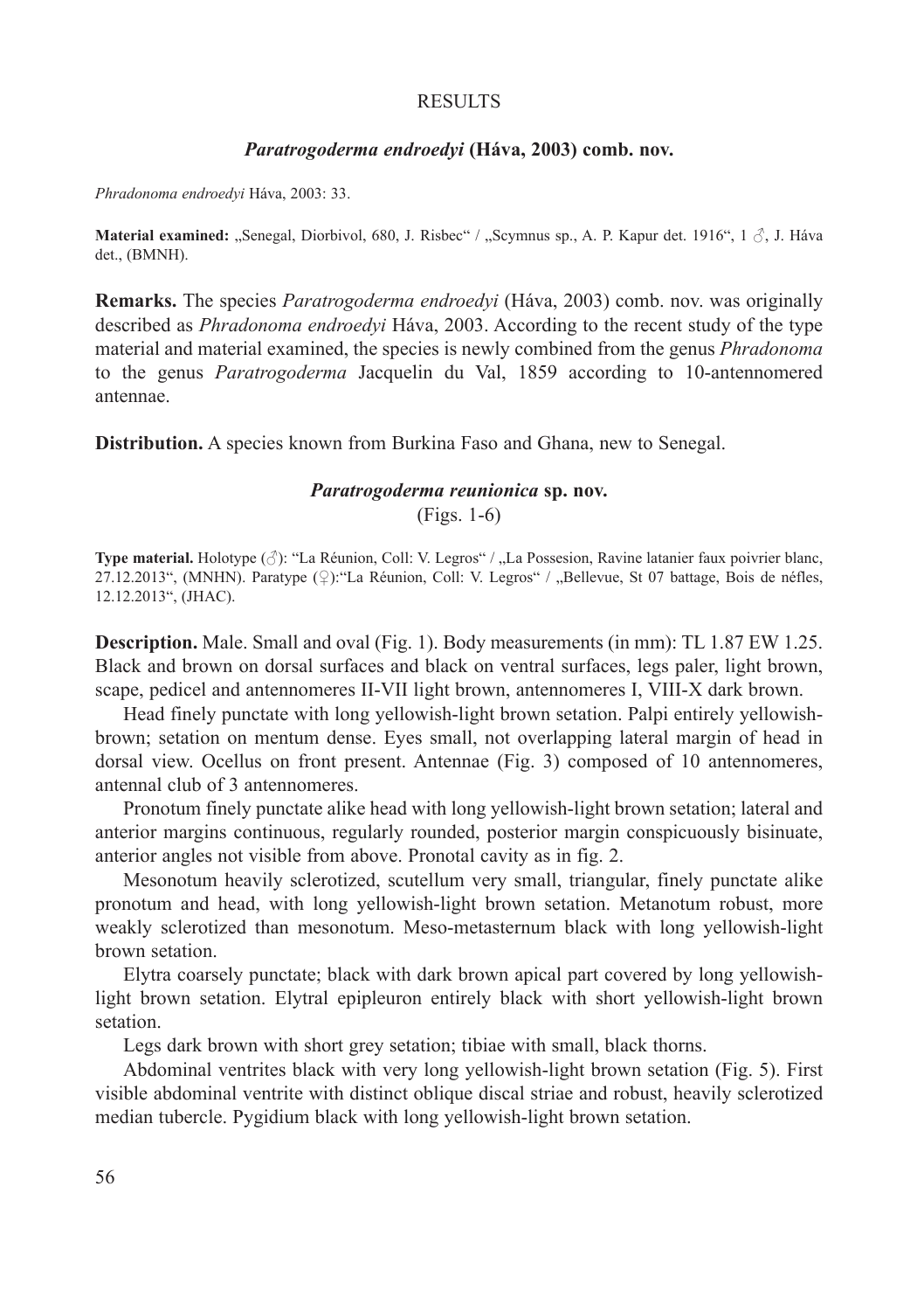## RESULTS

### *Paratrogoderma endroedyi* (Háva, 2003) comb. nov.

*Phradonoma endroedyi* Háva, 2003: 33.

**Material examined:** „Senegal, Diorbivol, 680, J. Risbec" / „Scymnus sp., A. P. Kapur det. 1916", 1 ♂, J. Háva det., (BMNH).

**Remarks.** The species *Paratrogoderma endroedyi* (Háva, 2003) comb. nov. was originally described as *Phradonoma endroedyi* Háva, 2003. According to the recent study of the type material and material examined, the species is newly combined from the genus *Phradonoma* to the genus *Paratrogoderma* Jacquelin du Val, 1859 according to 10-antennomered antennae.

**Distribution.** A species known from Burkina Faso and Ghana, new to Senegal.

### *Paratrogoderma reunionica* sp. nov.

(Figs. 1-6)

**Type material.** Holotype (♂): "La Réunion, Coll: V. Legros" / „La Possesion, Ravine latanier faux poivrier blanc, 27.12.2013", (MNHN). Paratype (♀):"La Réunion, Coll: V. Legros" / „Bellevue, St 07 battage, Bois de néfles, 12.12.2013", (JHAC).

**Description.** Male. Small and oval (Fig. 1). Body measurements (in mm): TL 1.87 EW 1.25. Black and brown on dorsal surfaces and black on ventral surfaces, legs paler, light brown, scape, pedicel and antennomeres II-VII light brown, antennomeres I, VIII-X dark brown.

Head finely punctate with long yellowish-light brown setation. Palpi entirely yellowish-brown; setation on mentum dense. Eyes small, not overlapping lateral margin of head in dorsal view. Ocellus on front present. Antennae (Fig. 3) composed of 10 antennomeres, antennal club of 3 antennomeres.

Pronotum finely punctate alike head with long yellowish-light brown setation; lateral and anterior margins continuous, regularly rounded, posterior margin conspicuously bisinuate, anterior angles not visible from above. Pronotal cavity as in fig. 2.

Mesonotum heavily sclerotized, scutellum very small, triangular, finely punctate alike pronotum and head, with long yellowish-light brown setation. Metanotum robust, more weakly sclerotized than mesonotum. Meso-metasternum black with long yellowish-light brown setation.

Elytra coarsely punctate; black with dark brown apical part covered by long yellowish-light brown setation. Elytral epipleuron entirely black with short yellowish-light brown setation.

Legs dark brown with short grey setation; tibiae with small, black thorns.

Abdominal ventrites black with very long yellowish-light brown setation (Fig. 5). First visible abdominal ventrite with distinct oblique discal striae and robust, heavily sclerotized median tubercle. Pygidium black with long yellowish-light brown setation.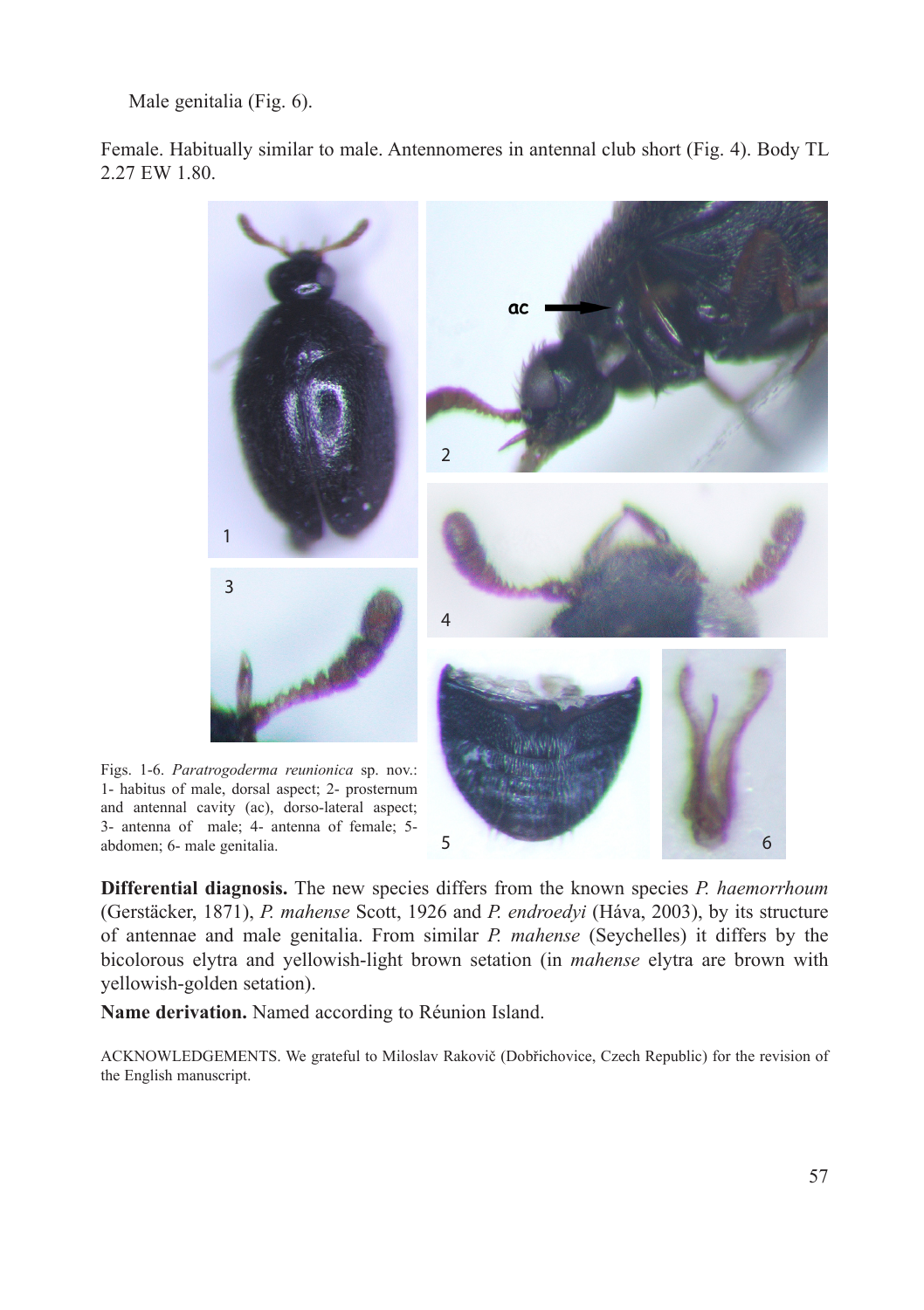Male genitalia (Fig. 6).

Female. Habitually similar to male. Antennomeres in antennal club short (Fig. 4). Body TL 2.27 EW 1.80.

Figs. 1-6. *Paratrogoderma reunionica* sp. nov.: 1- habitus of male, dorsal aspect; 2- prosternum and antennal cavity (ac), dorso-lateral aspect; 3- antenna of male; 4- antenna of female; 5- abdomen; 6- male genitalia.

**Differential diagnosis.** The new species differs from the known species *P. haemorrhoum* (Gerstäcker, 1871), *P. mahense* Scott, 1926 and *P. endroedyi* (Háva, 2003), by its structure of antennae and male genitalia. From similar *P. mahense* (Seychelles) it differs by the bicolorous elytra and yellowish-light brown setation (in *mahense* elytra are brown with yellowish-golden setation).

**Name derivation.** Named according to Réunion Island.

ACKNOWLEDGEMENTS. We grateful to Miloslav Rakovič (Dobřichovice, Czech Republic) for the revision of the English manuscript.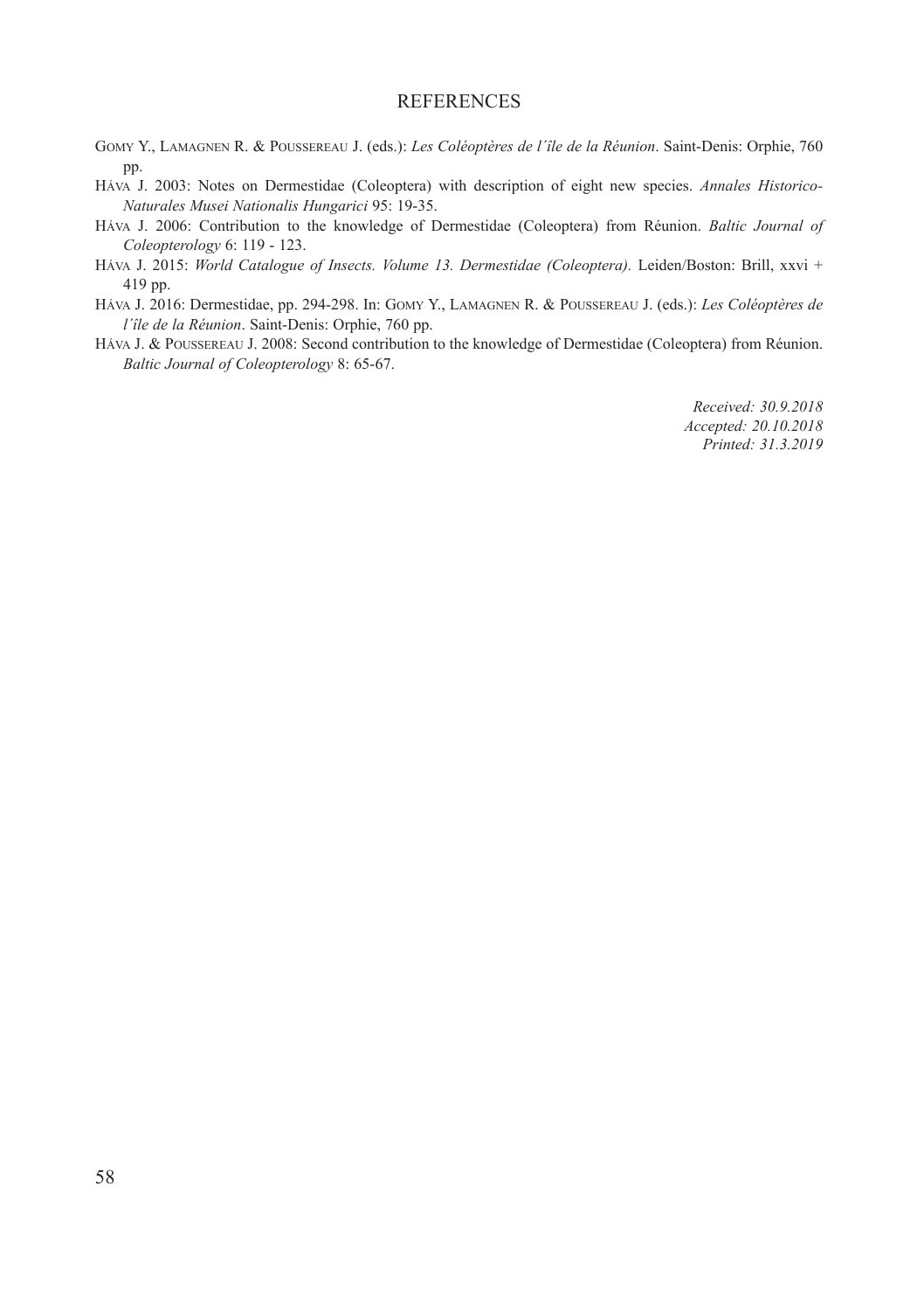## REFERENCES

Gomy Y., Lamagnen R. & Poussereau J. (eds.): *Les Coléoptères de l´île de la Réunion*. Saint-Denis: Orphie, 760 pp.

Háva J. 2003: Notes on Dermestidae (Coleoptera) with description of eight new species. *Annales Historico-Naturales Musei Nationalis Hungarici* 95: 19-35.

Háva J. 2006: Contribution to the knowledge of Dermestidae (Coleoptera) from Réunion. *Baltic Journal of Coleopterology* 6: 119 - 123.

Háva J. 2015: *World Catalogue of Insects. Volume 13. Dermestidae (Coleoptera).* Leiden/Boston: Brill, xxvi + 419 pp.

Háva J. 2016: Dermestidae, pp. 294-298. In: Gomy Y., Lamagnen R. & Poussereau J. (eds.): *Les Coléoptères de l´île de la Réunion*. Saint-Denis: Orphie, 760 pp.

Háva J. & Poussereau J. 2008: Second contribution to the knowledge of Dermestidae (Coleoptera) from Réunion. *Baltic Journal of Coleopterology* 8: 65-67.

*Received: 30.9.2018*
*Accepted: 20.10.2018*
*Printed: 31.3.2019*